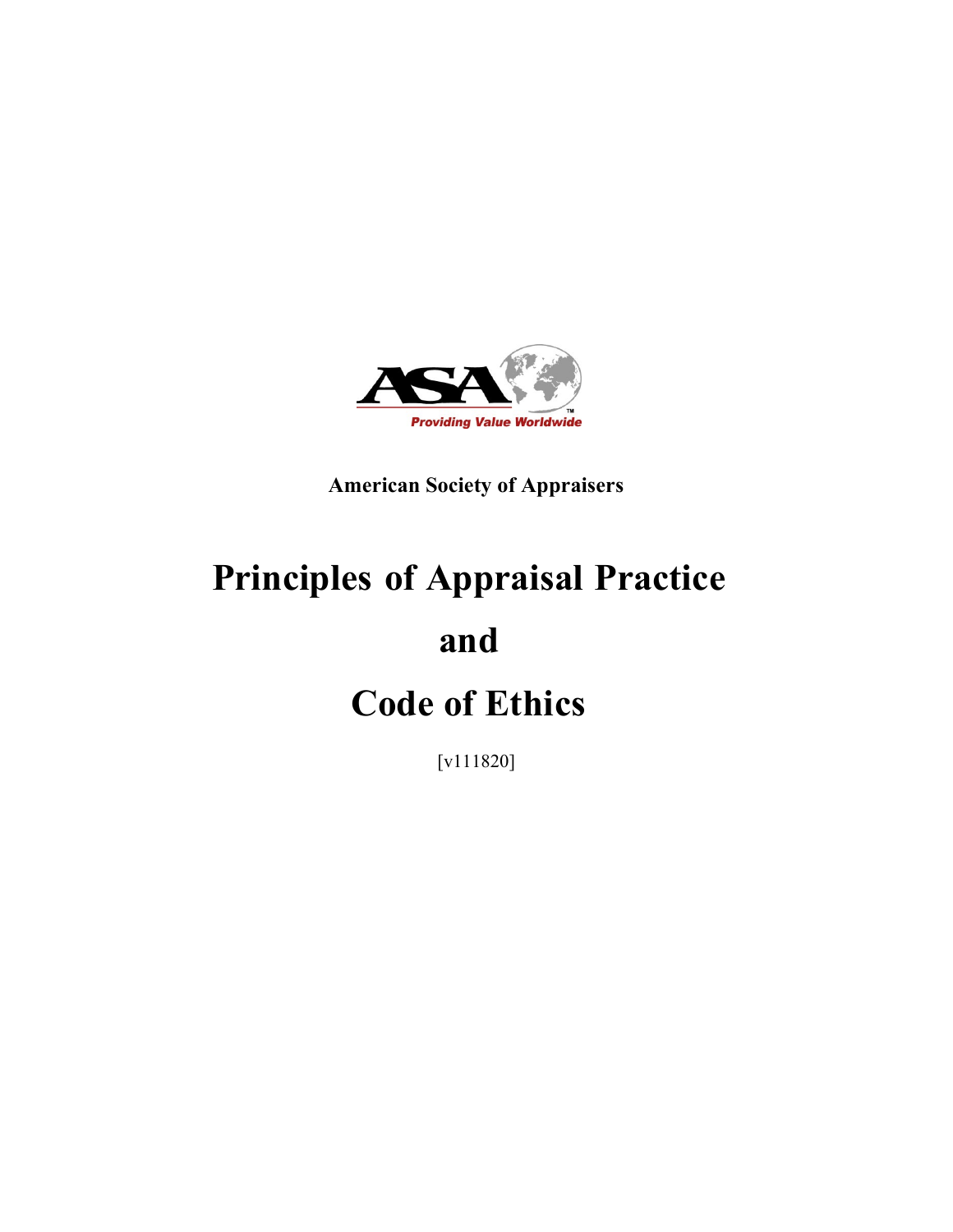ASA

Providing Value Worldwide

**American Society of Appraisers**

# Principles of Appraisal Practice

# and

# Code of Ethics

[v111820]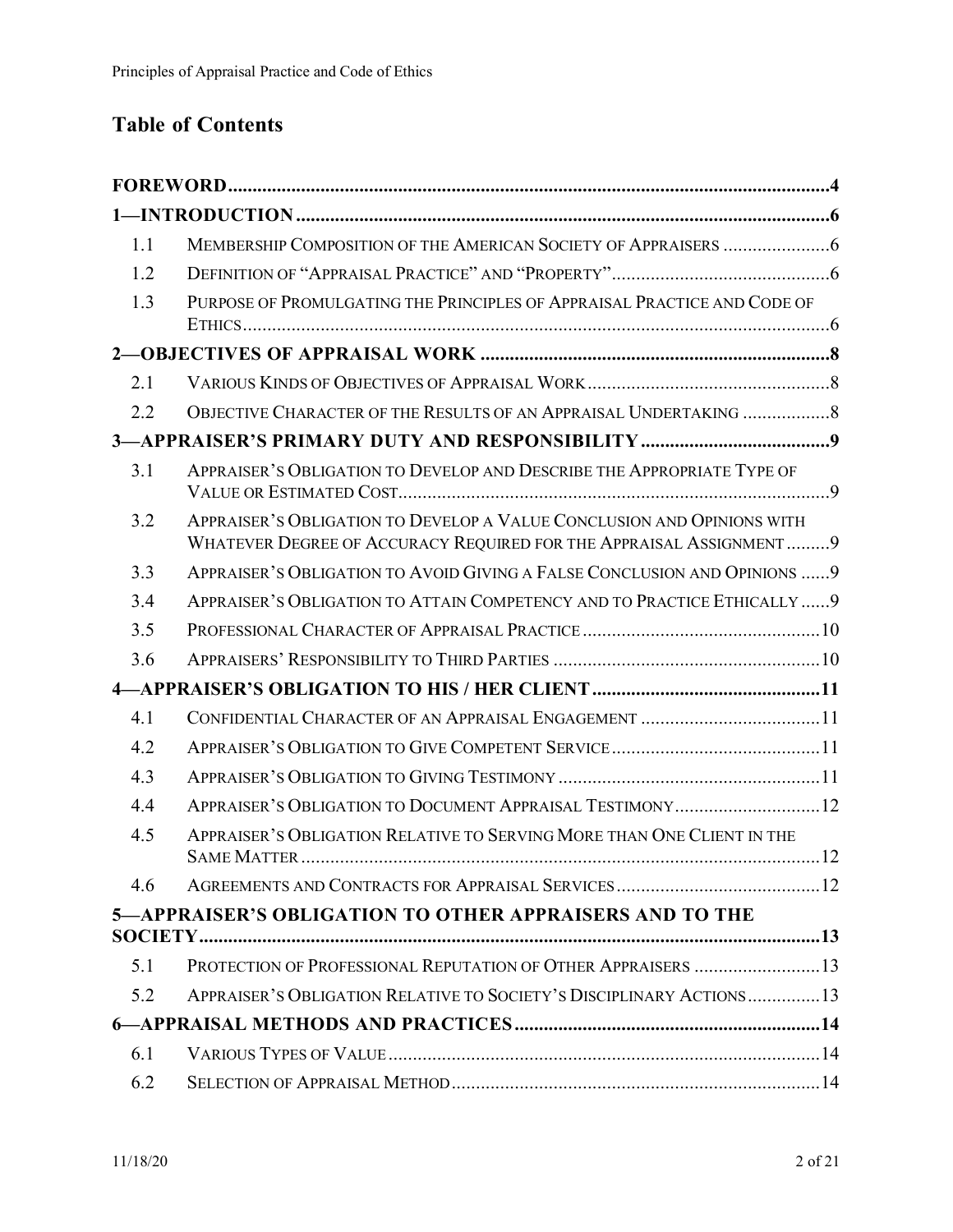## Table of Contents

**FOREWORD** .... 4

**1—INTRODUCTION** .... 6

- 1.1 MEMBERSHIP COMPOSITION OF THE AMERICAN SOCIETY OF APPRAISERS .... 6
- 1.2 DEFINITION OF "APPRAISAL PRACTICE" AND "PROPERTY" .... 6
- 1.3 PURPOSE OF PROMULGATING THE PRINCIPLES OF APPRAISAL PRACTICE AND CODE OF ETHICS .... 6

**2—OBJECTIVES OF APPRAISAL WORK** .... 8

- 2.1 VARIOUS KINDS OF OBJECTIVES OF APPRAISAL WORK .... 8
- 2.2 OBJECTIVE CHARACTER OF THE RESULTS OF AN APPRAISAL UNDERTAKING .... 8

**3—APPRAISER'S PRIMARY DUTY AND RESPONSIBILITY** .... 9

- 3.1 APPRAISER'S OBLIGATION TO DEVELOP AND DESCRIBE THE APPROPRIATE TYPE OF VALUE OR ESTIMATED COST .... 9
- 3.2 APPRAISER'S OBLIGATION TO DEVELOP A VALUE CONCLUSION AND OPINIONS WITH WHATEVER DEGREE OF ACCURACY REQUIRED FOR THE APPRAISAL ASSIGNMENT .... 9
- 3.3 APPRAISER'S OBLIGATION TO AVOID GIVING A FALSE CONCLUSION AND OPINIONS .... 9
- 3.4 APPRAISER'S OBLIGATION TO ATTAIN COMPETENCY AND TO PRACTICE ETHICALLY .... 9
- 3.5 PROFESSIONAL CHARACTER OF APPRAISAL PRACTICE .... 10
- 3.6 APPRAISERS' RESPONSIBILITY TO THIRD PARTIES .... 10

**4—APPRAISER'S OBLIGATION TO HIS / HER CLIENT** .... 11

- 4.1 CONFIDENTIAL CHARACTER OF AN APPRAISAL ENGAGEMENT .... 11
- 4.2 APPRAISER'S OBLIGATION TO GIVE COMPETENT SERVICE .... 11
- 4.3 APPRAISER'S OBLIGATION TO GIVING TESTIMONY .... 11
- 4.4 APPRAISER'S OBLIGATION TO DOCUMENT APPRAISAL TESTIMONY .... 12
- 4.5 APPRAISER'S OBLIGATION RELATIVE TO SERVING MORE THAN ONE CLIENT IN THE SAME MATTER .... 12
- 4.6 AGREEMENTS AND CONTRACTS FOR APPRAISAL SERVICES .... 12

**5—APPRAISER'S OBLIGATION TO OTHER APPRAISERS AND TO THE SOCIETY** .... 13

- 5.1 PROTECTION OF PROFESSIONAL REPUTATION OF OTHER APPRAISERS .... 13
- 5.2 APPRAISER'S OBLIGATION RELATIVE TO SOCIETY'S DISCIPLINARY ACTIONS .... 13

**6—APPRAISAL METHODS AND PRACTICES** .... 14

- 6.1 VARIOUS TYPES OF VALUE .... 14
- 6.2 SELECTION OF APPRAISAL METHOD .... 14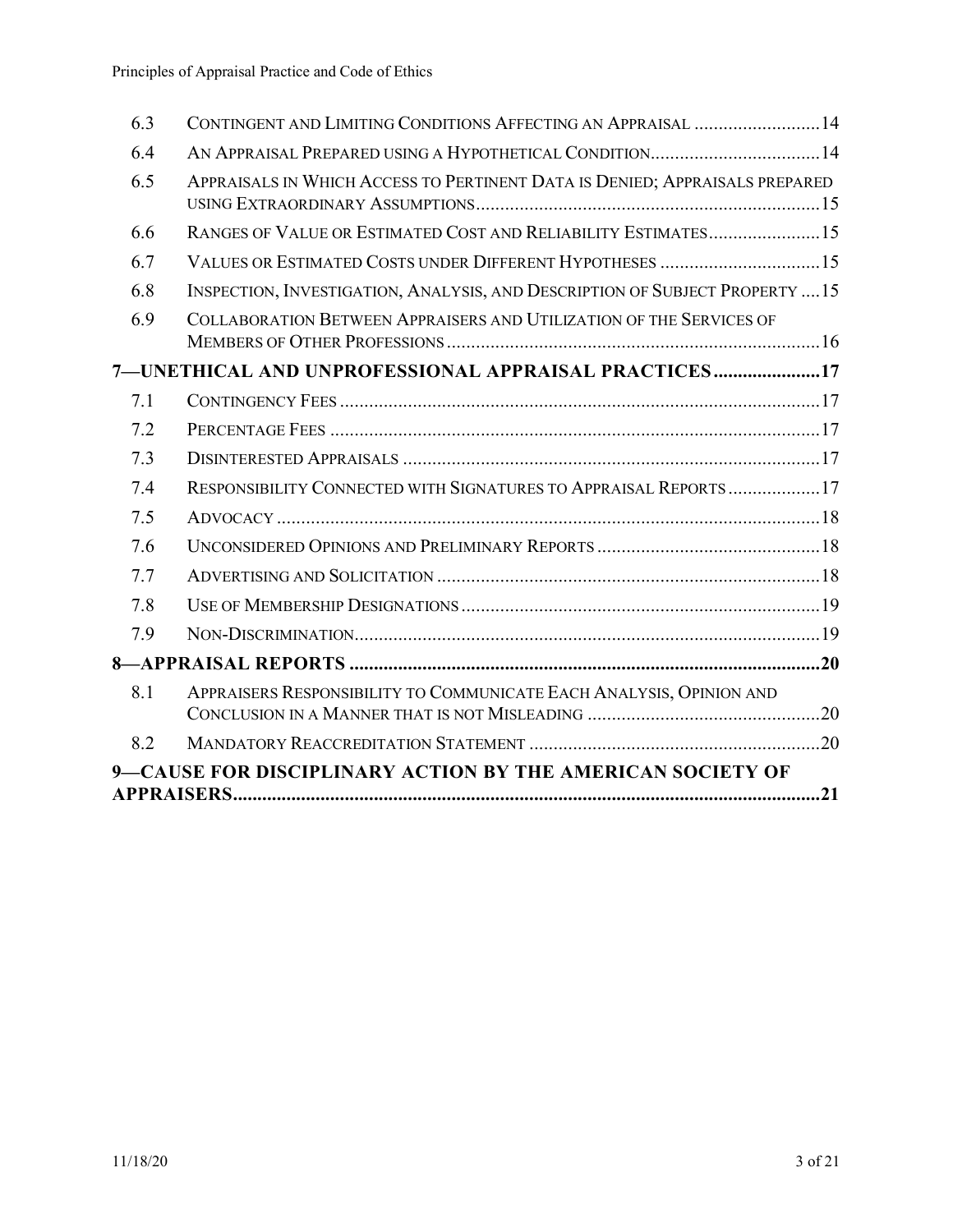| | | |
|---|---|---|
| 6.3 | Contingent and Limiting Conditions Affecting an Appraisal | 14 |
| 6.4 | An Appraisal Prepared using a Hypothetical Condition | 14 |
| 6.5 | Appraisals in Which Access to Pertinent Data is Denied; Appraisals prepared using Extraordinary Assumptions | 15 |
| 6.6 | Ranges of Value or Estimated Cost and Reliability Estimates | 15 |
| 6.7 | Values or Estimated Costs under Different Hypotheses | 15 |
| 6.8 | Inspection, Investigation, Analysis, and Description of Subject Property | 15 |
| 6.9 | Collaboration Between Appraisers and Utilization of the Services of Members of Other Professions | 16 |
| **7—UNETHICAL AND UNPROFESSIONAL APPRAISAL PRACTICES** | | **17** |
| 7.1 | Contingency Fees | 17 |
| 7.2 | Percentage Fees | 17 |
| 7.3 | Disinterested Appraisals | 17 |
| 7.4 | Responsibility Connected with Signatures to Appraisal Reports | 17 |
| 7.5 | Advocacy | 18 |
| 7.6 | Unconsidered Opinions and Preliminary Reports | 18 |
| 7.7 | Advertising and Solicitation | 18 |
| 7.8 | Use of Membership Designations | 19 |
| 7.9 | Non-Discrimination | 19 |
| **8—APPRAISAL REPORTS** | | **20** |
| 8.1 | Appraisers Responsibility to Communicate Each Analysis, Opinion and Conclusion in a Manner that is not Misleading | 20 |
| 8.2 | Mandatory Reaccreditation Statement | 20 |
| **9—CAUSE FOR DISCIPLINARY ACTION BY THE AMERICAN SOCIETY OF APPRAISERS** | | **21** |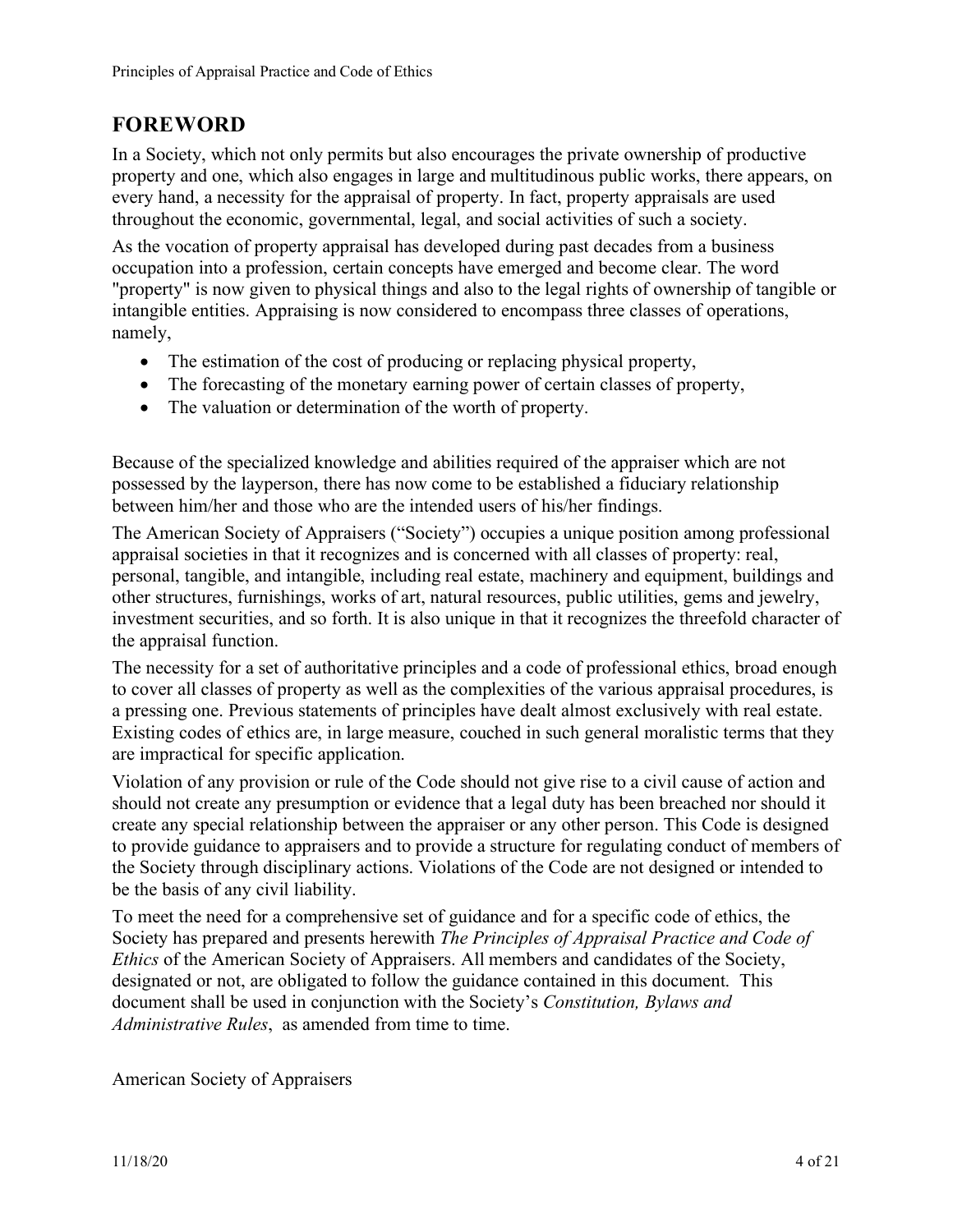## FOREWORD

In a Society, which not only permits but also encourages the private ownership of productive property and one, which also engages in large and multitudinous public works, there appears, on every hand, a necessity for the appraisal of property. In fact, property appraisals are used throughout the economic, governmental, legal, and social activities of such a society.

As the vocation of property appraisal has developed during past decades from a business occupation into a profession, certain concepts have emerged and become clear. The word "property" is now given to physical things and also to the legal rights of ownership of tangible or intangible entities. Appraising is now considered to encompass three classes of operations, namely,

- The estimation of the cost of producing or replacing physical property,
- The forecasting of the monetary earning power of certain classes of property,
- The valuation or determination of the worth of property.

Because of the specialized knowledge and abilities required of the appraiser which are not possessed by the layperson, there has now come to be established a fiduciary relationship between him/her and those who are the intended users of his/her findings.

The American Society of Appraisers ("Society") occupies a unique position among professional appraisal societies in that it recognizes and is concerned with all classes of property: real, personal, tangible, and intangible, including real estate, machinery and equipment, buildings and other structures, furnishings, works of art, natural resources, public utilities, gems and jewelry, investment securities, and so forth. It is also unique in that it recognizes the threefold character of the appraisal function.

The necessity for a set of authoritative principles and a code of professional ethics, broad enough to cover all classes of property as well as the complexities of the various appraisal procedures, is a pressing one. Previous statements of principles have dealt almost exclusively with real estate. Existing codes of ethics are, in large measure, couched in such general moralistic terms that they are impractical for specific application.

Violation of any provision or rule of the Code should not give rise to a civil cause of action and should not create any presumption or evidence that a legal duty has been breached nor should it create any special relationship between the appraiser or any other person. This Code is designed to provide guidance to appraisers and to provide a structure for regulating conduct of members of the Society through disciplinary actions. Violations of the Code are not designed or intended to be the basis of any civil liability.

To meet the need for a comprehensive set of guidance and for a specific code of ethics, the Society has prepared and presents herewith *The Principles of Appraisal Practice and Code of Ethics* of the American Society of Appraisers. All members and candidates of the Society, designated or not, are obligated to follow the guidance contained in this document. This document shall be used in conjunction with the Society's *Constitution, Bylaws and Administrative Rules*, as amended from time to time.

American Society of Appraisers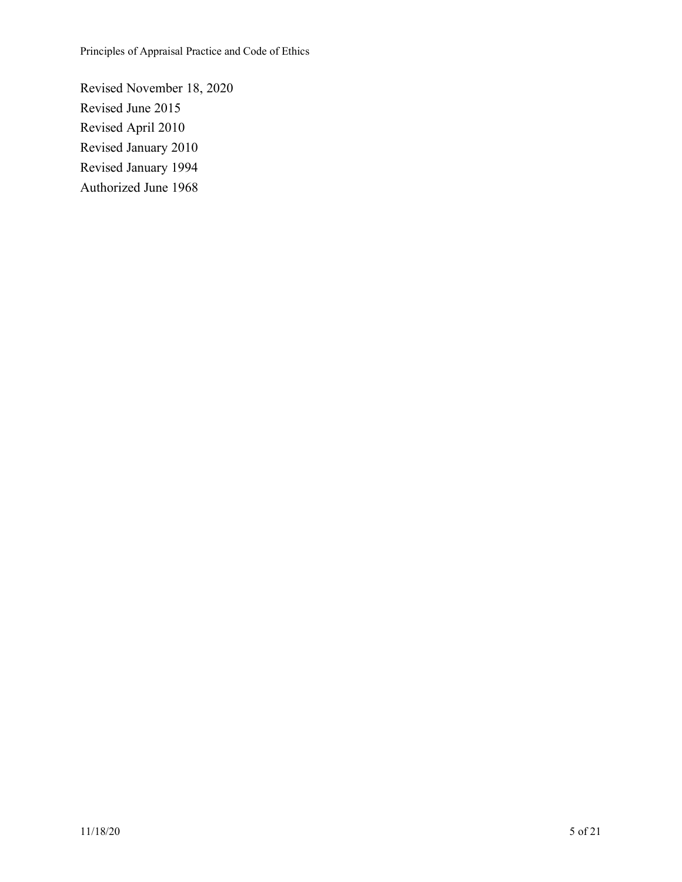Revised November 18, 2020
Revised June 2015
Revised April 2010
Revised January 2010
Revised January 1994
Authorized June 1968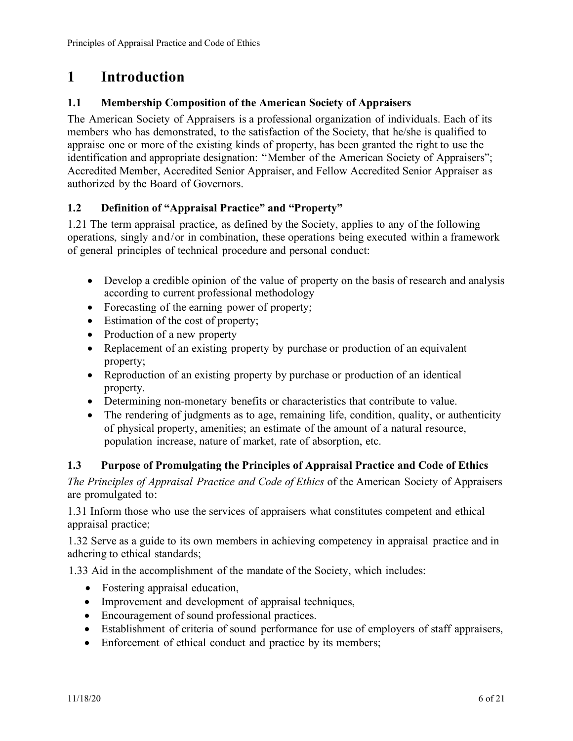# 1 Introduction

## 1.1 Membership Composition of the American Society of Appraisers

The American Society of Appraisers is a professional organization of individuals. Each of its members who has demonstrated, to the satisfaction of the Society, that he/she is qualified to appraise one or more of the existing kinds of property, has been granted the right to use the identification and appropriate designation: "Member of the American Society of Appraisers"; Accredited Member, Accredited Senior Appraiser, and Fellow Accredited Senior Appraiser as authorized by the Board of Governors.

## 1.2 Definition of "Appraisal Practice" and "Property"

1.21 The term appraisal practice, as defined by the Society, applies to any of the following operations, singly and/or in combination, these operations being executed within a framework of general principles of technical procedure and personal conduct:

- Develop a credible opinion of the value of property on the basis of research and analysis according to current professional methodology
- Forecasting of the earning power of property;
- Estimation of the cost of property;
- Production of a new property
- Replacement of an existing property by purchase or production of an equivalent property;
- Reproduction of an existing property by purchase or production of an identical property.
- Determining non-monetary benefits or characteristics that contribute to value.
- The rendering of judgments as to age, remaining life, condition, quality, or authenticity of physical property, amenities; an estimate of the amount of a natural resource, population increase, nature of market, rate of absorption, etc.

## 1.3 Purpose of Promulgating the Principles of Appraisal Practice and Code of Ethics

*The Principles of Appraisal Practice and Code of Ethics* of the American Society of Appraisers are promulgated to:

1.31 Inform those who use the services of appraisers what constitutes competent and ethical appraisal practice;

1.32 Serve as a guide to its own members in achieving competency in appraisal practice and in adhering to ethical standards;

1.33 Aid in the accomplishment of the mandate of the Society, which includes:

- Fostering appraisal education,
- Improvement and development of appraisal techniques,
- Encouragement of sound professional practices.
- Establishment of criteria of sound performance for use of employers of staff appraisers,
- Enforcement of ethical conduct and practice by its members;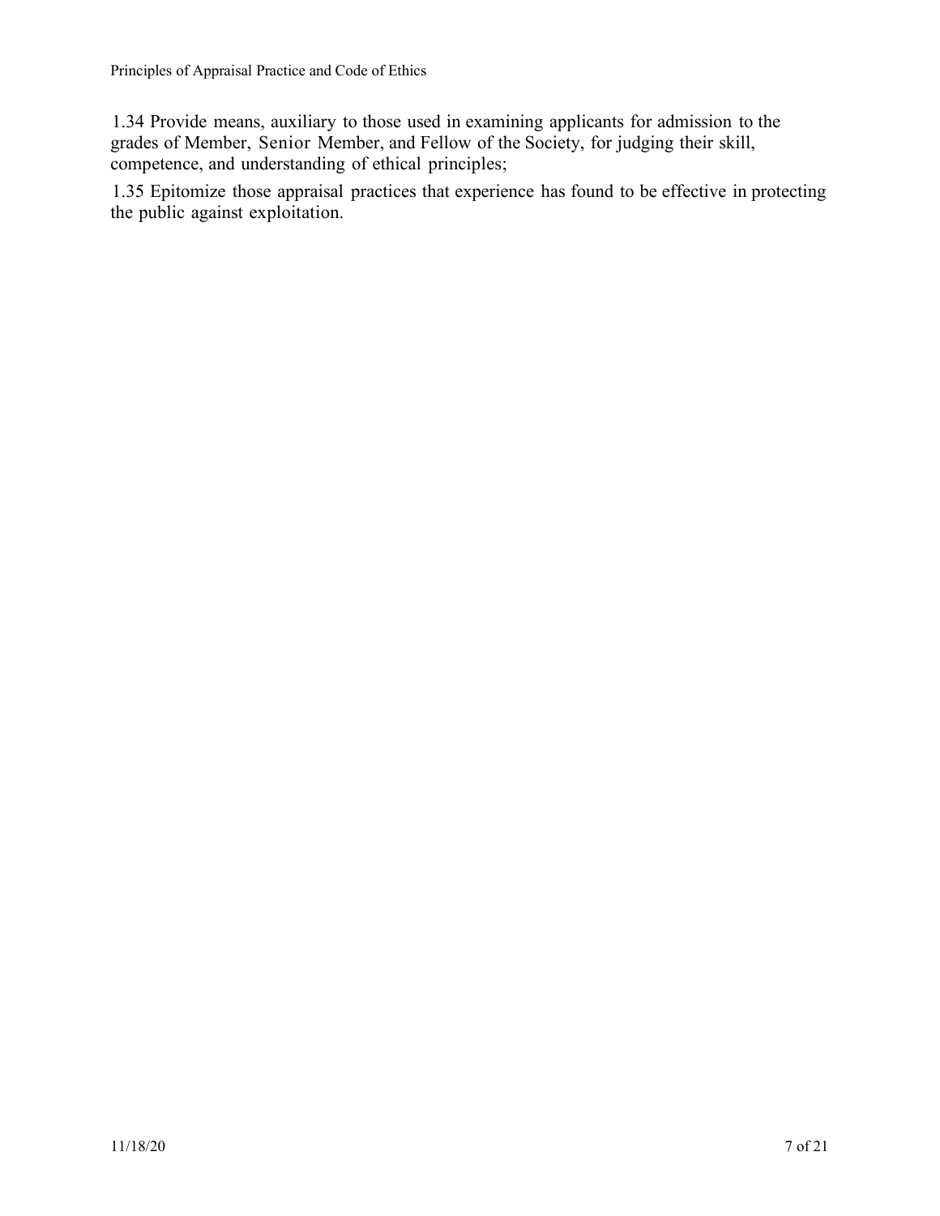1.34 Provide means, auxiliary to those used in examining applicants for admission to the grades of Member, Senior Member, and Fellow of the Society, for judging their skill, competence, and understanding of ethical principles;

1.35 Epitomize those appraisal practices that experience has found to be effective in protecting the public against exploitation.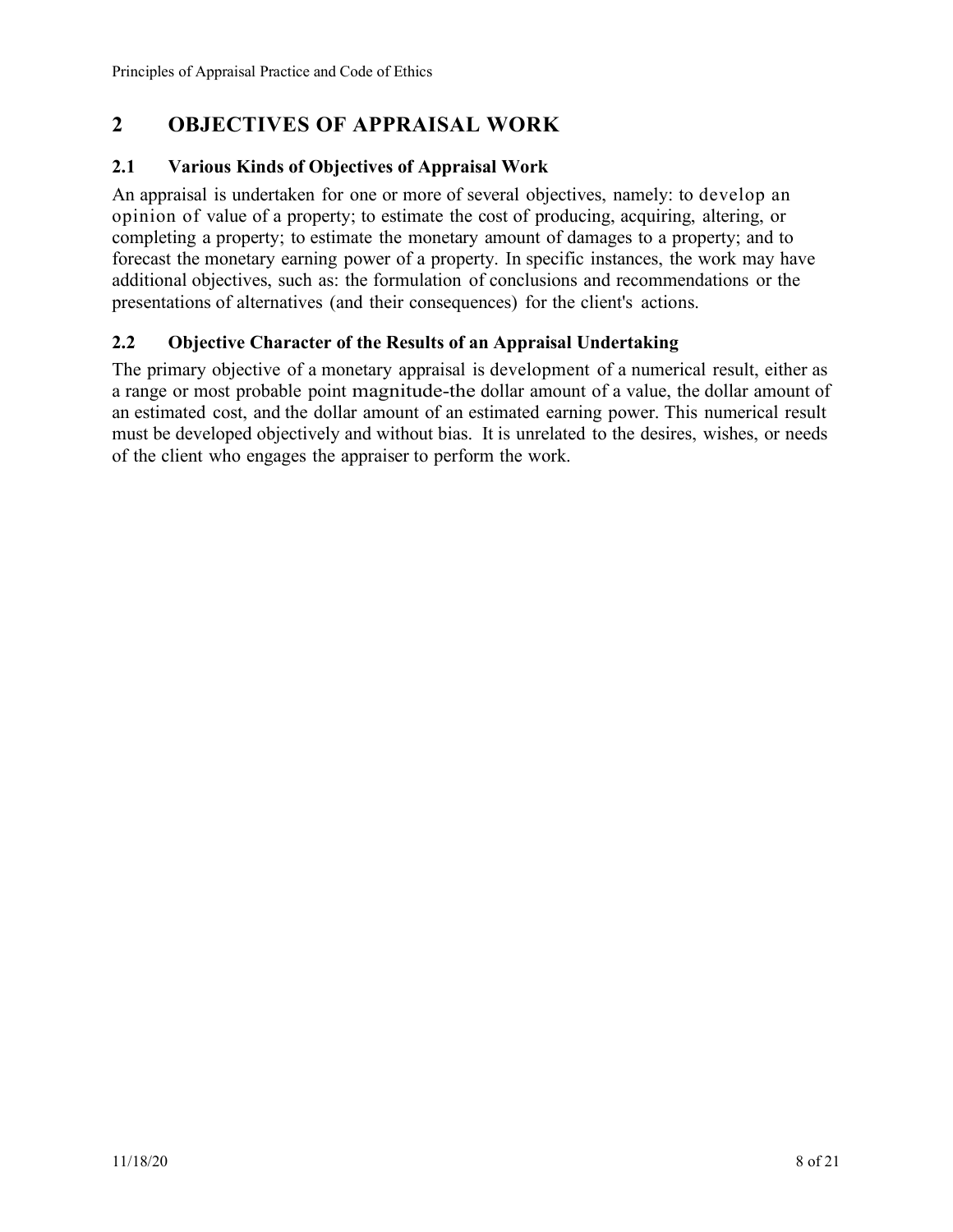## 2 OBJECTIVES OF APPRAISAL WORK

### 2.1 Various Kinds of Objectives of Appraisal Work

An appraisal is undertaken for one or more of several objectives, namely: to develop an opinion of value of a property; to estimate the cost of producing, acquiring, altering, or completing a property; to estimate the monetary amount of damages to a property; and to forecast the monetary earning power of a property. In specific instances, the work may have additional objectives, such as: the formulation of conclusions and recommendations or the presentations of alternatives (and their consequences) for the client's actions.

### 2.2 Objective Character of the Results of an Appraisal Undertaking

The primary objective of a monetary appraisal is development of a numerical result, either as a range or most probable point magnitude-the dollar amount of a value, the dollar amount of an estimated cost, and the dollar amount of an estimated earning power. This numerical result must be developed objectively and without bias. It is unrelated to the desires, wishes, or needs of the client who engages the appraiser to perform the work.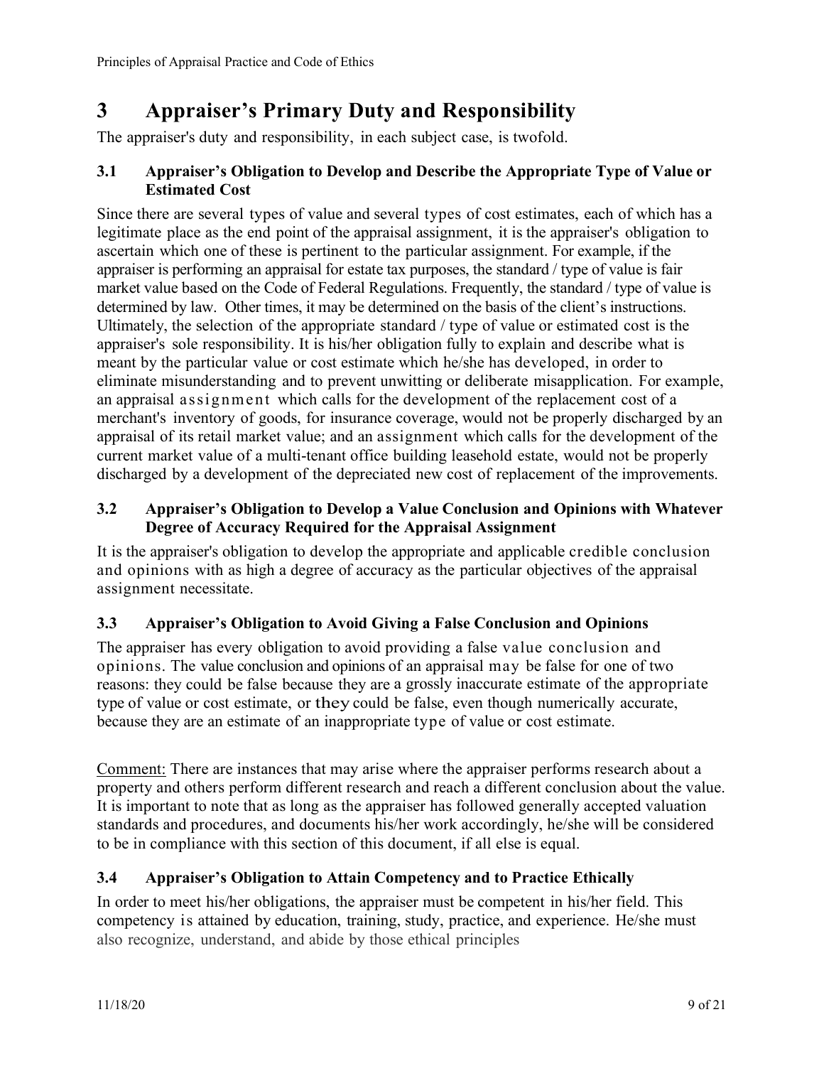# 3 Appraiser's Primary Duty and Responsibility

The appraiser's duty and responsibility, in each subject case, is twofold.

## 3.1 Appraiser's Obligation to Develop and Describe the Appropriate Type of Value or Estimated Cost

Since there are several types of value and several types of cost estimates, each of which has a legitimate place as the end point of the appraisal assignment, it is the appraiser's obligation to ascertain which one of these is pertinent to the particular assignment. For example, if the appraiser is performing an appraisal for estate tax purposes, the standard / type of value is fair market value based on the Code of Federal Regulations. Frequently, the standard / type of value is determined by law. Other times, it may be determined on the basis of the client's instructions. Ultimately, the selection of the appropriate standard / type of value or estimated cost is the appraiser's sole responsibility. It is his/her obligation fully to explain and describe what is meant by the particular value or cost estimate which he/she has developed, in order to eliminate misunderstanding and to prevent unwitting or deliberate misapplication. For example, an appraisal assignment which calls for the development of the replacement cost of a merchant's inventory of goods, for insurance coverage, would not be properly discharged by an appraisal of its retail market value; and an assignment which calls for the development of the current market value of a multi-tenant office building leasehold estate, would not be properly discharged by a development of the depreciated new cost of replacement of the improvements.

## 3.2 Appraiser's Obligation to Develop a Value Conclusion and Opinions with Whatever Degree of Accuracy Required for the Appraisal Assignment

It is the appraiser's obligation to develop the appropriate and applicable credible conclusion and opinions with as high a degree of accuracy as the particular objectives of the appraisal assignment necessitate.

## 3.3 Appraiser's Obligation to Avoid Giving a False Conclusion and Opinions

The appraiser has every obligation to avoid providing a false value conclusion and opinions. The value conclusion and opinions of an appraisal may be false for one of two reasons: they could be false because they are a grossly inaccurate estimate of the appropriate type of value or cost estimate, or they could be false, even though numerically accurate, because they are an estimate of an inappropriate type of value or cost estimate.

Comment: There are instances that may arise where the appraiser performs research about a property and others perform different research and reach a different conclusion about the value. It is important to note that as long as the appraiser has followed generally accepted valuation standards and procedures, and documents his/her work accordingly, he/she will be considered to be in compliance with this section of this document, if all else is equal.

## 3.4 Appraiser's Obligation to Attain Competency and to Practice Ethically

In order to meet his/her obligations, the appraiser must be competent in his/her field. This competency is attained by education, training, study, practice, and experience. He/she must also recognize, understand, and abide by those ethical principles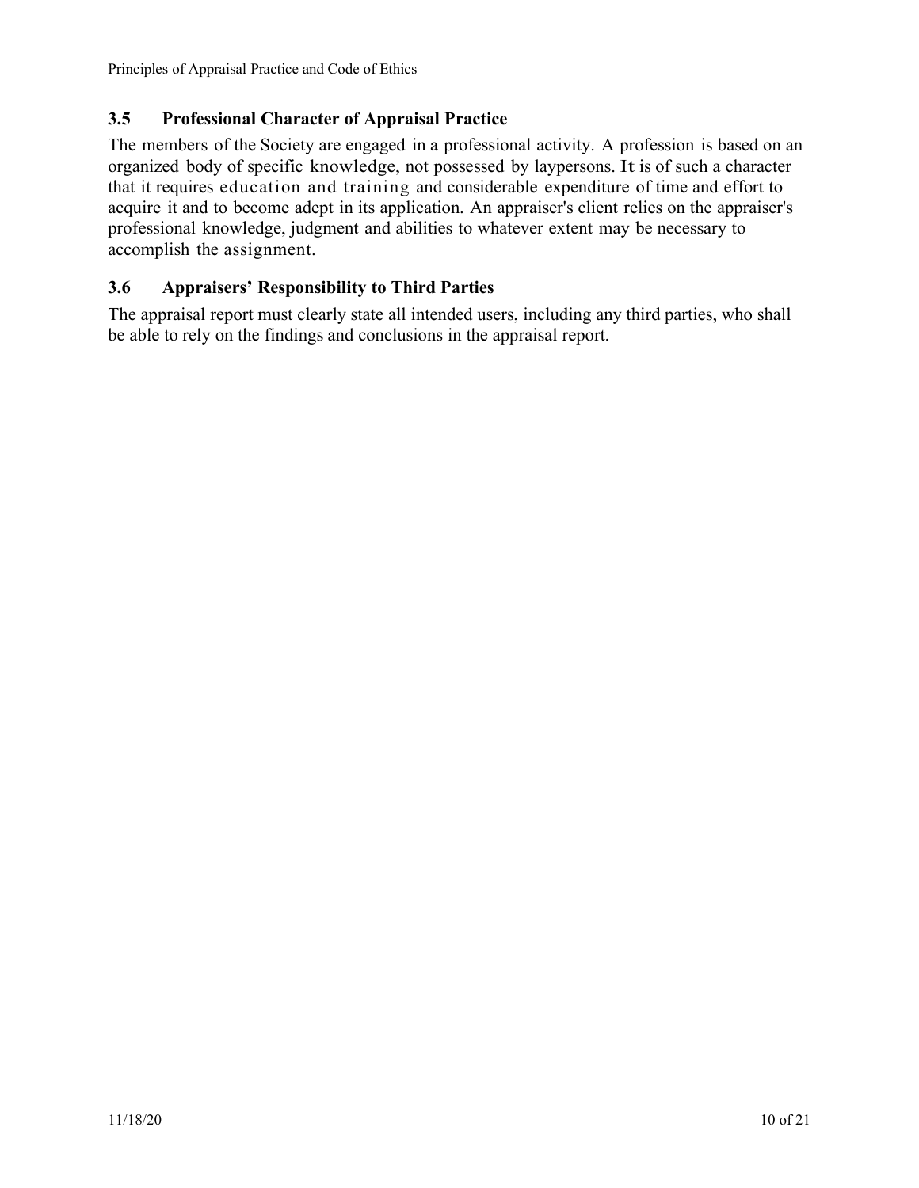## 3.5 Professional Character of Appraisal Practice

The members of the Society are engaged in a professional activity. A profession is based on an organized body of specific knowledge, not possessed by laypersons. It is of such a character that it requires education and training and considerable expenditure of time and effort to acquire it and to become adept in its application. An appraiser's client relies on the appraiser's professional knowledge, judgment and abilities to whatever extent may be necessary to accomplish the assignment.

## 3.6 Appraisers' Responsibility to Third Parties

The appraisal report must clearly state all intended users, including any third parties, who shall be able to rely on the findings and conclusions in the appraisal report.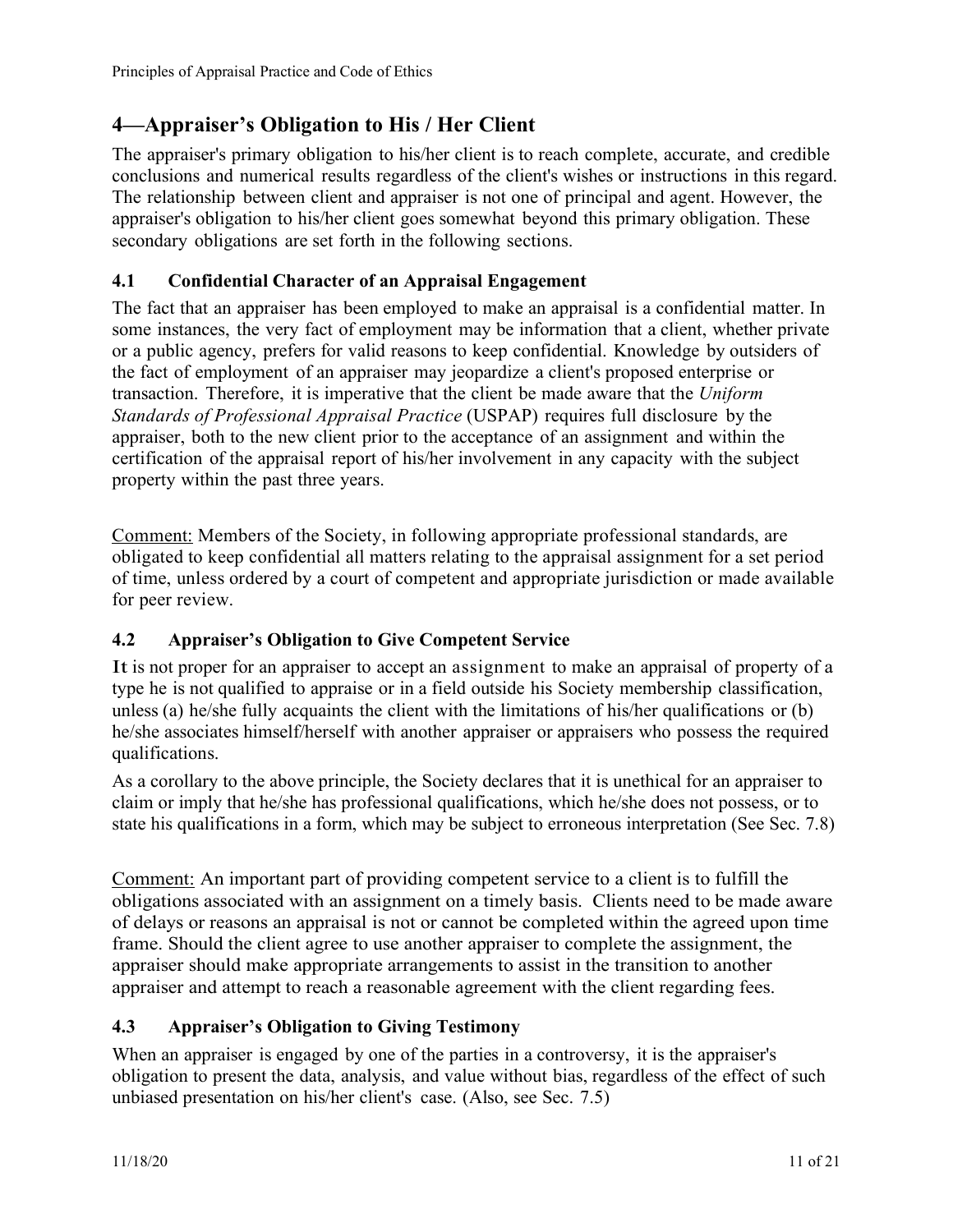## 4—Appraiser's Obligation to His / Her Client

The appraiser's primary obligation to his/her client is to reach complete, accurate, and credible conclusions and numerical results regardless of the client's wishes or instructions in this regard. The relationship between client and appraiser is not one of principal and agent. However, the appraiser's obligation to his/her client goes somewhat beyond this primary obligation. These secondary obligations are set forth in the following sections.

### 4.1 Confidential Character of an Appraisal Engagement

The fact that an appraiser has been employed to make an appraisal is a confidential matter. In some instances, the very fact of employment may be information that a client, whether private or a public agency, prefers for valid reasons to keep confidential. Knowledge by outsiders of the fact of employment of an appraiser may jeopardize a client's proposed enterprise or transaction. Therefore, it is imperative that the client be made aware that the *Uniform Standards of Professional Appraisal Practice* (USPAP) requires full disclosure by the appraiser, both to the new client prior to the acceptance of an assignment and within the certification of the appraisal report of his/her involvement in any capacity with the subject property within the past three years.

Comment: Members of the Society, in following appropriate professional standards, are obligated to keep confidential all matters relating to the appraisal assignment for a set period of time, unless ordered by a court of competent and appropriate jurisdiction or made available for peer review.

### 4.2 Appraiser's Obligation to Give Competent Service

It is not proper for an appraiser to accept an assignment to make an appraisal of property of a type he is not qualified to appraise or in a field outside his Society membership classification, unless (a) he/she fully acquaints the client with the limitations of his/her qualifications or (b) he/she associates himself/herself with another appraiser or appraisers who possess the required qualifications.

As a corollary to the above principle, the Society declares that it is unethical for an appraiser to claim or imply that he/she has professional qualifications, which he/she does not possess, or to state his qualifications in a form, which may be subject to erroneous interpretation (See Sec. 7.8)

Comment: An important part of providing competent service to a client is to fulfill the obligations associated with an assignment on a timely basis. Clients need to be made aware of delays or reasons an appraisal is not or cannot be completed within the agreed upon time frame. Should the client agree to use another appraiser to complete the assignment, the appraiser should make appropriate arrangements to assist in the transition to another appraiser and attempt to reach a reasonable agreement with the client regarding fees.

### 4.3 Appraiser's Obligation to Giving Testimony

When an appraiser is engaged by one of the parties in a controversy, it is the appraiser's obligation to present the data, analysis, and value without bias, regardless of the effect of such unbiased presentation on his/her client's case. (Also, see Sec. 7.5)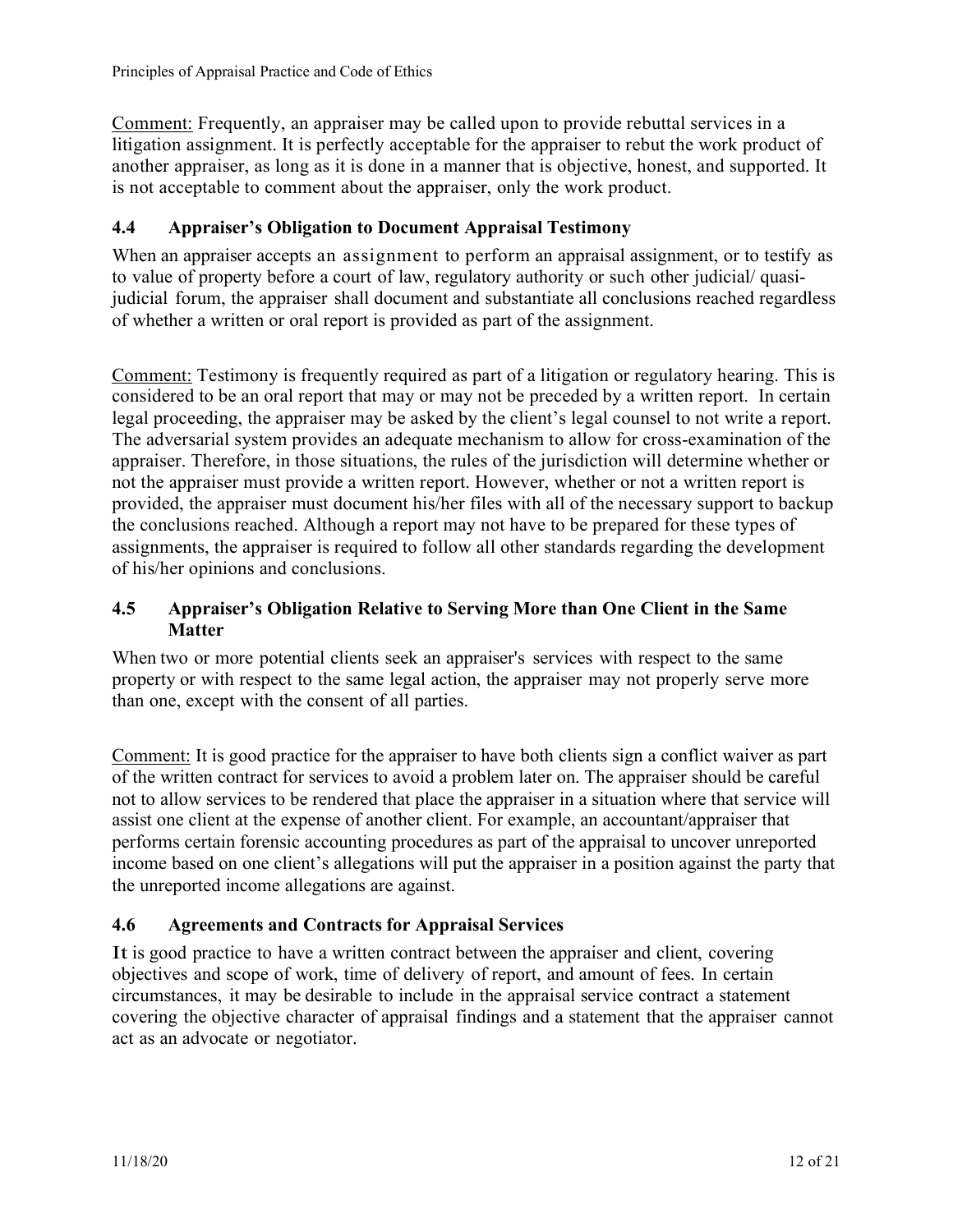Comment: Frequently, an appraiser may be called upon to provide rebuttal services in a litigation assignment. It is perfectly acceptable for the appraiser to rebut the work product of another appraiser, as long as it is done in a manner that is objective, honest, and supported. It is not acceptable to comment about the appraiser, only the work product.

### 4.4 Appraiser's Obligation to Document Appraisal Testimony

When an appraiser accepts an assignment to perform an appraisal assignment, or to testify as to value of property before a court of law, regulatory authority or such other judicial/ quasi-judicial forum, the appraiser shall document and substantiate all conclusions reached regardless of whether a written or oral report is provided as part of the assignment.

Comment: Testimony is frequently required as part of a litigation or regulatory hearing. This is considered to be an oral report that may or may not be preceded by a written report. In certain legal proceeding, the appraiser may be asked by the client's legal counsel to not write a report. The adversarial system provides an adequate mechanism to allow for cross-examination of the appraiser. Therefore, in those situations, the rules of the jurisdiction will determine whether or not the appraiser must provide a written report. However, whether or not a written report is provided, the appraiser must document his/her files with all of the necessary support to backup the conclusions reached. Although a report may not have to be prepared for these types of assignments, the appraiser is required to follow all other standards regarding the development of his/her opinions and conclusions.

### 4.5 Appraiser's Obligation Relative to Serving More than One Client in the Same Matter

When two or more potential clients seek an appraiser's services with respect to the same property or with respect to the same legal action, the appraiser may not properly serve more than one, except with the consent of all parties.

Comment: It is good practice for the appraiser to have both clients sign a conflict waiver as part of the written contract for services to avoid a problem later on. The appraiser should be careful not to allow services to be rendered that place the appraiser in a situation where that service will assist one client at the expense of another client. For example, an accountant/appraiser that performs certain forensic accounting procedures as part of the appraisal to uncover unreported income based on one client's allegations will put the appraiser in a position against the party that the unreported income allegations are against.

### 4.6 Agreements and Contracts for Appraisal Services

It is good practice to have a written contract between the appraiser and client, covering objectives and scope of work, time of delivery of report, and amount of fees. In certain circumstances, it may be desirable to include in the appraisal service contract a statement covering the objective character of appraisal findings and a statement that the appraiser cannot act as an advocate or negotiator.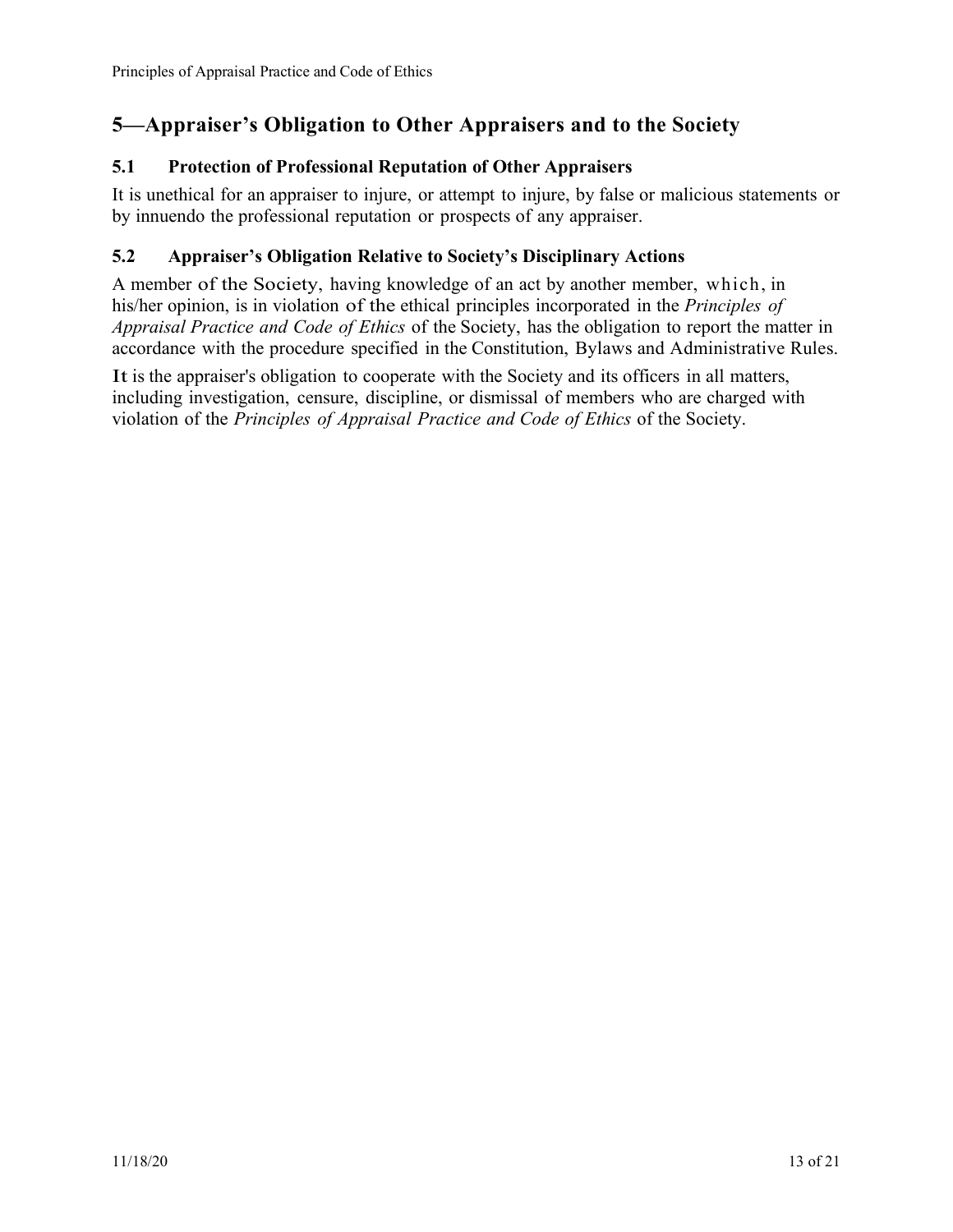## 5—Appraiser's Obligation to Other Appraisers and to the Society

### 5.1 Protection of Professional Reputation of Other Appraisers

It is unethical for an appraiser to injure, or attempt to injure, by false or malicious statements or by innuendo the professional reputation or prospects of any appraiser.

### 5.2 Appraiser's Obligation Relative to Society's Disciplinary Actions

A member of the Society, having knowledge of an act by another member, which, in his/her opinion, is in violation of the ethical principles incorporated in the *Principles of Appraisal Practice and Code of Ethics* of the Society, has the obligation to report the matter in accordance with the procedure specified in the Constitution, Bylaws and Administrative Rules.

It is the appraiser's obligation to cooperate with the Society and its officers in all matters, including investigation, censure, discipline, or dismissal of members who are charged with violation of the *Principles of Appraisal Practice and Code of Ethics* of the Society.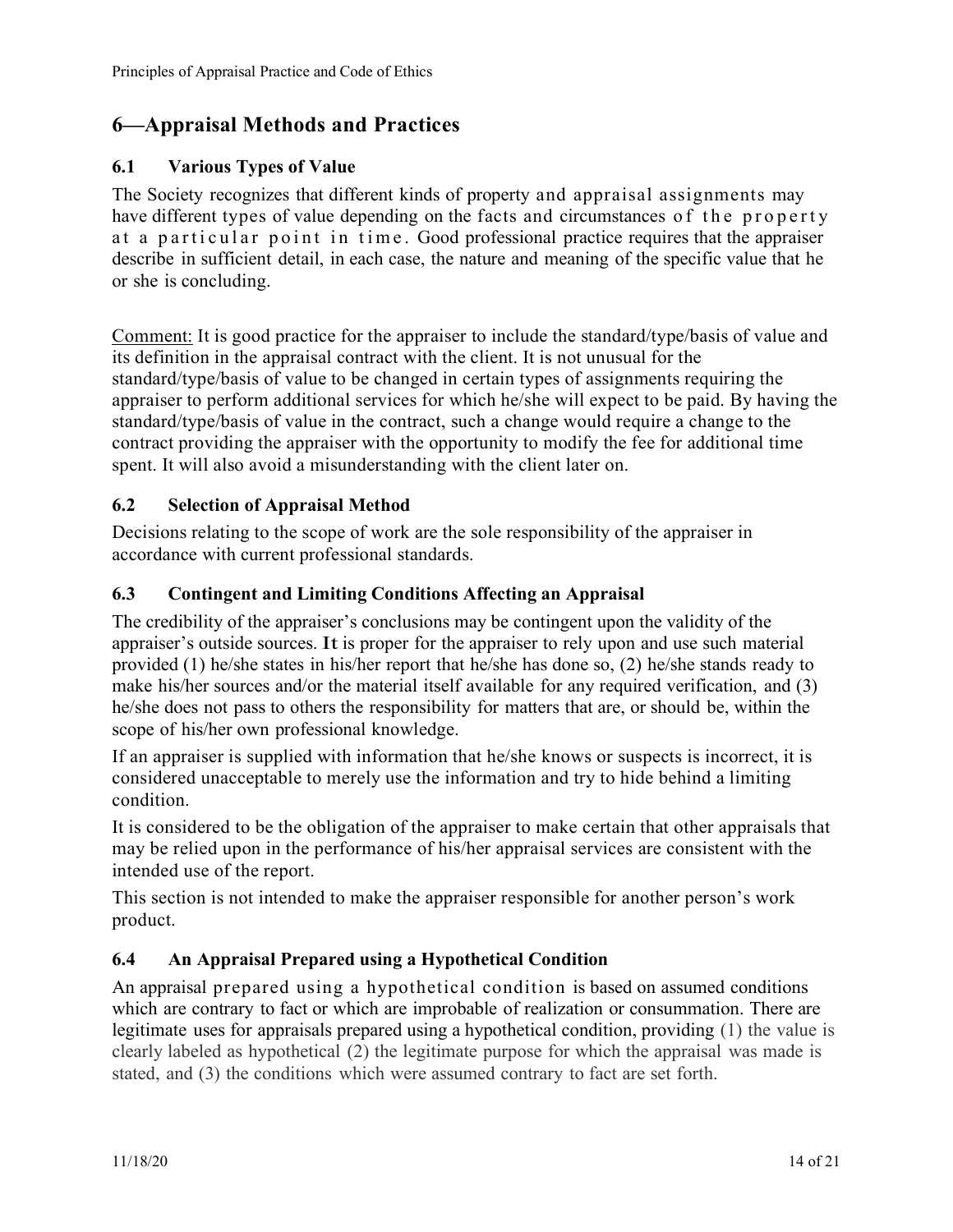## 6—Appraisal Methods and Practices

### 6.1 Various Types of Value

The Society recognizes that different kinds of property and appraisal assignments may have different types of value depending on the facts and circumstances of the property at a particular point in time. Good professional practice requires that the appraiser describe in sufficient detail, in each case, the nature and meaning of the specific value that he or she is concluding.

Comment: It is good practice for the appraiser to include the standard/type/basis of value and its definition in the appraisal contract with the client. It is not unusual for the standard/type/basis of value to be changed in certain types of assignments requiring the appraiser to perform additional services for which he/she will expect to be paid. By having the standard/type/basis of value in the contract, such a change would require a change to the contract providing the appraiser with the opportunity to modify the fee for additional time spent. It will also avoid a misunderstanding with the client later on.

### 6.2 Selection of Appraisal Method

Decisions relating to the scope of work are the sole responsibility of the appraiser in accordance with current professional standards.

### 6.3 Contingent and Limiting Conditions Affecting an Appraisal

The credibility of the appraiser's conclusions may be contingent upon the validity of the appraiser's outside sources. It is proper for the appraiser to rely upon and use such material provided (1) he/she states in his/her report that he/she has done so, (2) he/she stands ready to make his/her sources and/or the material itself available for any required verification, and (3) he/she does not pass to others the responsibility for matters that are, or should be, within the scope of his/her own professional knowledge.

If an appraiser is supplied with information that he/she knows or suspects is incorrect, it is considered unacceptable to merely use the information and try to hide behind a limiting condition.

It is considered to be the obligation of the appraiser to make certain that other appraisals that may be relied upon in the performance of his/her appraisal services are consistent with the intended use of the report.

This section is not intended to make the appraiser responsible for another person's work product.

### 6.4 An Appraisal Prepared using a Hypothetical Condition

An appraisal prepared using a hypothetical condition is based on assumed conditions which are contrary to fact or which are improbable of realization or consummation. There are legitimate uses for appraisals prepared using a hypothetical condition, providing (1) the value is clearly labeled as hypothetical (2) the legitimate purpose for which the appraisal was made is stated, and (3) the conditions which were assumed contrary to fact are set forth.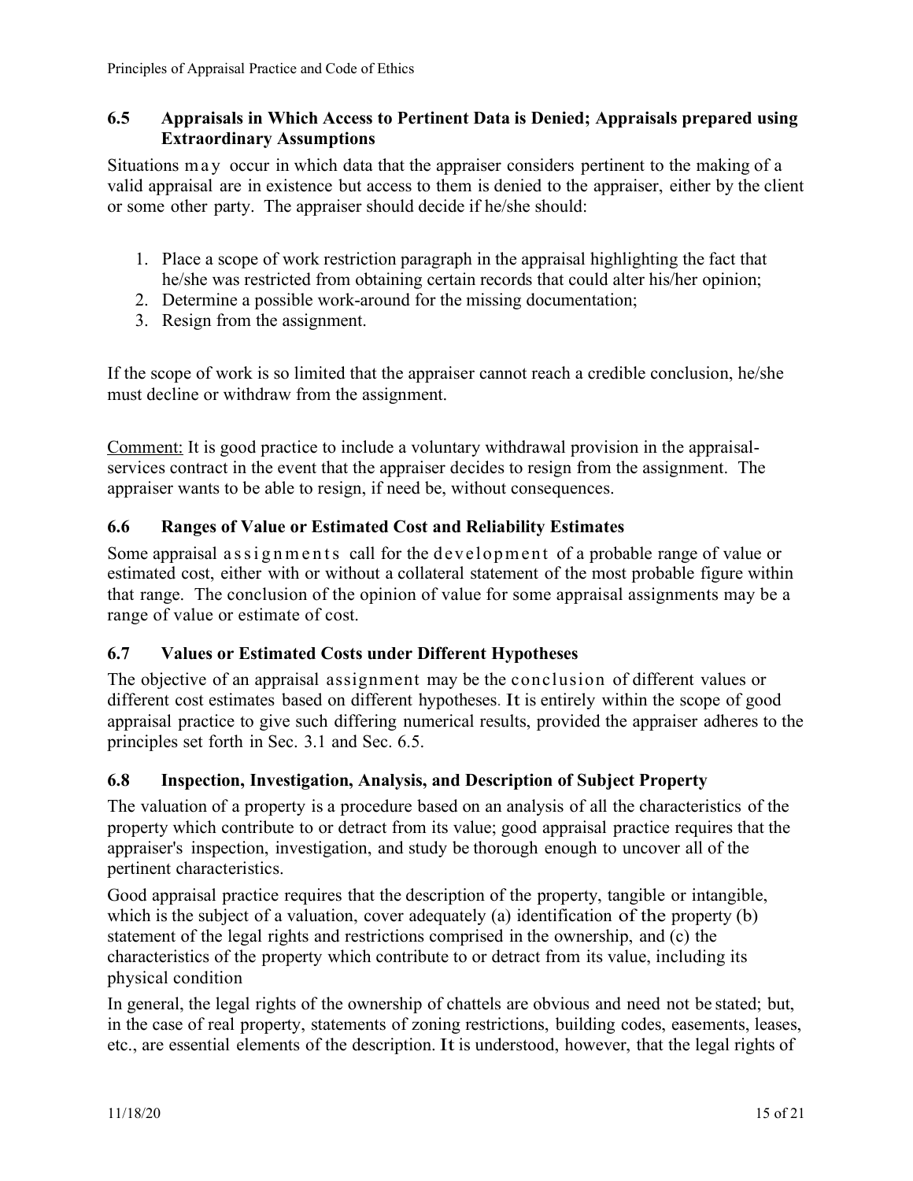### 6.5 Appraisals in Which Access to Pertinent Data is Denied; Appraisals prepared using Extraordinary Assumptions

Situations may occur in which data that the appraiser considers pertinent to the making of a valid appraisal are in existence but access to them is denied to the appraiser, either by the client or some other party. The appraiser should decide if he/she should:

1. Place a scope of work restriction paragraph in the appraisal highlighting the fact that he/she was restricted from obtaining certain records that could alter his/her opinion;
2. Determine a possible work-around for the missing documentation;
3. Resign from the assignment.

If the scope of work is so limited that the appraiser cannot reach a credible conclusion, he/she must decline or withdraw from the assignment.

Comment: It is good practice to include a voluntary withdrawal provision in the appraisal-services contract in the event that the appraiser decides to resign from the assignment. The appraiser wants to be able to resign, if need be, without consequences.

### 6.6 Ranges of Value or Estimated Cost and Reliability Estimates

Some appraisal assignments call for the development of a probable range of value or estimated cost, either with or without a collateral statement of the most probable figure within that range. The conclusion of the opinion of value for some appraisal assignments may be a range of value or estimate of cost.

### 6.7 Values or Estimated Costs under Different Hypotheses

The objective of an appraisal assignment may be the conclusion of different values or different cost estimates based on different hypotheses. It is entirely within the scope of good appraisal practice to give such differing numerical results, provided the appraiser adheres to the principles set forth in Sec. 3.1 and Sec. 6.5.

### 6.8 Inspection, Investigation, Analysis, and Description of Subject Property

The valuation of a property is a procedure based on an analysis of all the characteristics of the property which contribute to or detract from its value; good appraisal practice requires that the appraiser's inspection, investigation, and study be thorough enough to uncover all of the pertinent characteristics.

Good appraisal practice requires that the description of the property, tangible or intangible, which is the subject of a valuation, cover adequately (a) identification of the property (b) statement of the legal rights and restrictions comprised in the ownership, and (c) the characteristics of the property which contribute to or detract from its value, including its physical condition

In general, the legal rights of the ownership of chattels are obvious and need not be stated; but, in the case of real property, statements of zoning restrictions, building codes, easements, leases, etc., are essential elements of the description. It is understood, however, that the legal rights of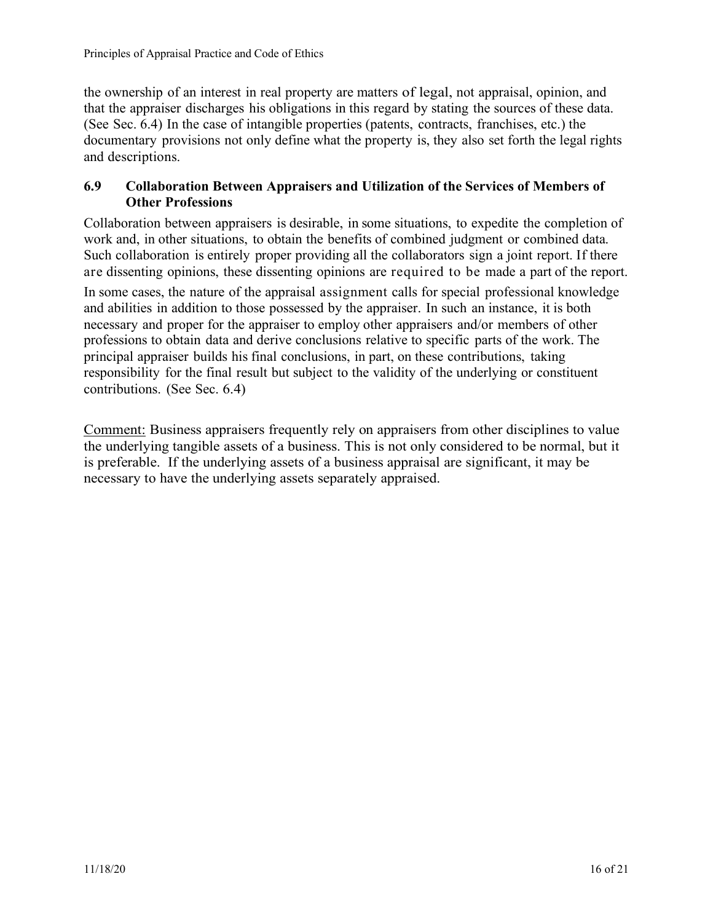the ownership of an interest in real property are matters of legal, not appraisal, opinion, and that the appraiser discharges his obligations in this regard by stating the sources of these data. (See Sec. 6.4) In the case of intangible properties (patents, contracts, franchises, etc.) the documentary provisions not only define what the property is, they also set forth the legal rights and descriptions.

### 6.9 Collaboration Between Appraisers and Utilization of the Services of Members of Other Professions

Collaboration between appraisers is desirable, in some situations, to expedite the completion of work and, in other situations, to obtain the benefits of combined judgment or combined data. Such collaboration is entirely proper providing all the collaborators sign a joint report. If there are dissenting opinions, these dissenting opinions are required to be made a part of the report.

In some cases, the nature of the appraisal assignment calls for special professional knowledge and abilities in addition to those possessed by the appraiser. In such an instance, it is both necessary and proper for the appraiser to employ other appraisers and/or members of other professions to obtain data and derive conclusions relative to specific parts of the work. The principal appraiser builds his final conclusions, in part, on these contributions, taking responsibility for the final result but subject to the validity of the underlying or constituent contributions. (See Sec. 6.4)

<u>Comment:</u> Business appraisers frequently rely on appraisers from other disciplines to value the underlying tangible assets of a business. This is not only considered to be normal, but it is preferable. If the underlying assets of a business appraisal are significant, it may be necessary to have the underlying assets separately appraised.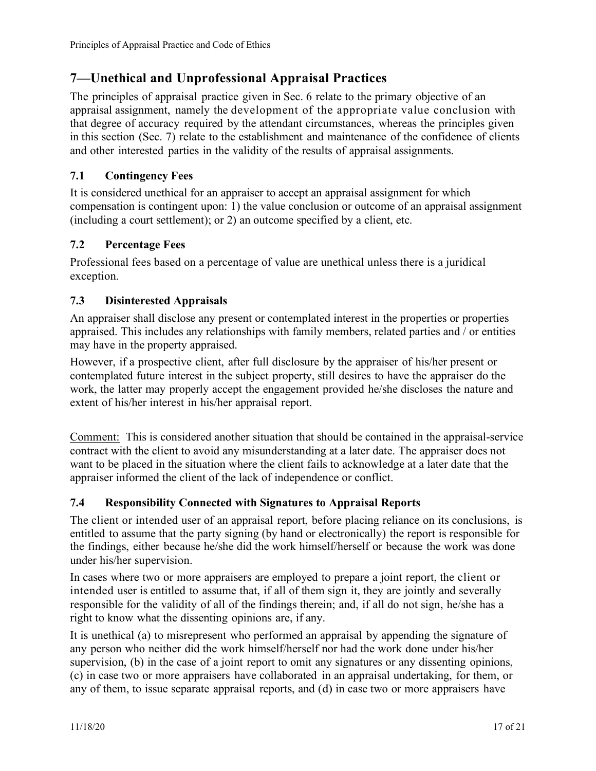## 7—Unethical and Unprofessional Appraisal Practices

The principles of appraisal practice given in Sec. 6 relate to the primary objective of an appraisal assignment, namely the development of the appropriate value conclusion with that degree of accuracy required by the attendant circumstances, whereas the principles given in this section (Sec. 7) relate to the establishment and maintenance of the confidence of clients and other interested parties in the validity of the results of appraisal assignments.

### 7.1 Contingency Fees

It is considered unethical for an appraiser to accept an appraisal assignment for which compensation is contingent upon: 1) the value conclusion or outcome of an appraisal assignment (including a court settlement); or 2) an outcome specified by a client, etc.

### 7.2 Percentage Fees

Professional fees based on a percentage of value are unethical unless there is a juridical exception.

### 7.3 Disinterested Appraisals

An appraiser shall disclose any present or contemplated interest in the properties or properties appraised. This includes any relationships with family members, related parties and / or entities may have in the property appraised.

However, if a prospective client, after full disclosure by the appraiser of his/her present or contemplated future interest in the subject property, still desires to have the appraiser do the work, the latter may properly accept the engagement provided he/she discloses the nature and extent of his/her interest in his/her appraisal report.

Comment: This is considered another situation that should be contained in the appraisal-service contract with the client to avoid any misunderstanding at a later date. The appraiser does not want to be placed in the situation where the client fails to acknowledge at a later date that the appraiser informed the client of the lack of independence or conflict.

### 7.4 Responsibility Connected with Signatures to Appraisal Reports

The client or intended user of an appraisal report, before placing reliance on its conclusions, is entitled to assume that the party signing (by hand or electronically) the report is responsible for the findings, either because he/she did the work himself/herself or because the work was done under his/her supervision.

In cases where two or more appraisers are employed to prepare a joint report, the client or intended user is entitled to assume that, if all of them sign it, they are jointly and severally responsible for the validity of all of the findings therein; and, if all do not sign, he/she has a right to know what the dissenting opinions are, if any.

It is unethical (a) to misrepresent who performed an appraisal by appending the signature of any person who neither did the work himself/herself nor had the work done under his/her supervision, (b) in the case of a joint report to omit any signatures or any dissenting opinions, (c) in case two or more appraisers have collaborated in an appraisal undertaking, for them, or any of them, to issue separate appraisal reports, and (d) in case two or more appraisers have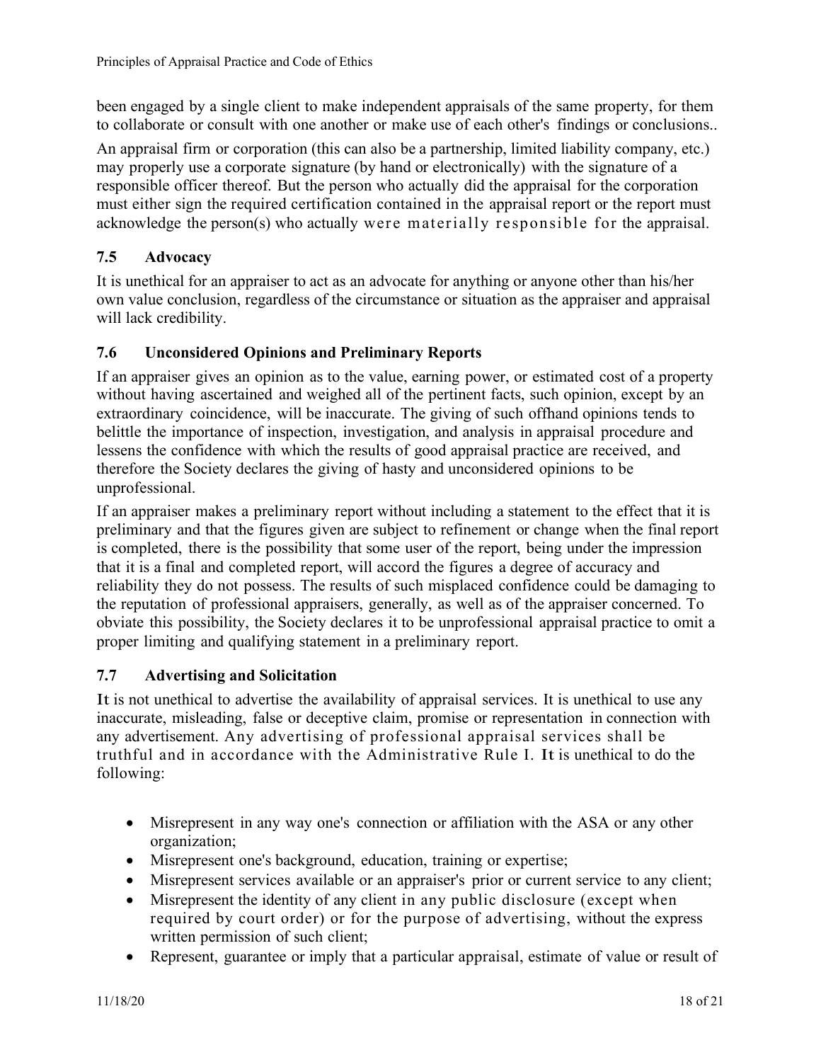been engaged by a single client to make independent appraisals of the same property, for them to collaborate or consult with one another or make use of each other's findings or conclusions..

An appraisal firm or corporation (this can also be a partnership, limited liability company, etc.) may properly use a corporate signature (by hand or electronically) with the signature of a responsible officer thereof. But the person who actually did the appraisal for the corporation must either sign the required certification contained in the appraisal report or the report must acknowledge the person(s) who actually were materially responsible for the appraisal.

### 7.5 Advocacy

It is unethical for an appraiser to act as an advocate for anything or anyone other than his/her own value conclusion, regardless of the circumstance or situation as the appraiser and appraisal will lack credibility.

### 7.6 Unconsidered Opinions and Preliminary Reports

If an appraiser gives an opinion as to the value, earning power, or estimated cost of a property without having ascertained and weighed all of the pertinent facts, such opinion, except by an extraordinary coincidence, will be inaccurate. The giving of such offhand opinions tends to belittle the importance of inspection, investigation, and analysis in appraisal procedure and lessens the confidence with which the results of good appraisal practice are received, and therefore the Society declares the giving of hasty and unconsidered opinions to be unprofessional.

If an appraiser makes a preliminary report without including a statement to the effect that it is preliminary and that the figures given are subject to refinement or change when the final report is completed, there is the possibility that some user of the report, being under the impression that it is a final and completed report, will accord the figures a degree of accuracy and reliability they do not possess. The results of such misplaced confidence could be damaging to the reputation of professional appraisers, generally, as well as of the appraiser concerned. To obviate this possibility, the Society declares it to be unprofessional appraisal practice to omit a proper limiting and qualifying statement in a preliminary report.

### 7.7 Advertising and Solicitation

It is not unethical to advertise the availability of appraisal services. It is unethical to use any inaccurate, misleading, false or deceptive claim, promise or representation in connection with any advertisement. Any advertising of professional appraisal services shall be truthful and in accordance with the Administrative Rule I. It is unethical to do the following:

- Misrepresent in any way one's connection or affiliation with the ASA or any other organization;
- Misrepresent one's background, education, training or expertise;
- Misrepresent services available or an appraiser's prior or current service to any client;
- Misrepresent the identity of any client in any public disclosure (except when required by court order) or for the purpose of advertising, without the express written permission of such client;
- Represent, guarantee or imply that a particular appraisal, estimate of value or result of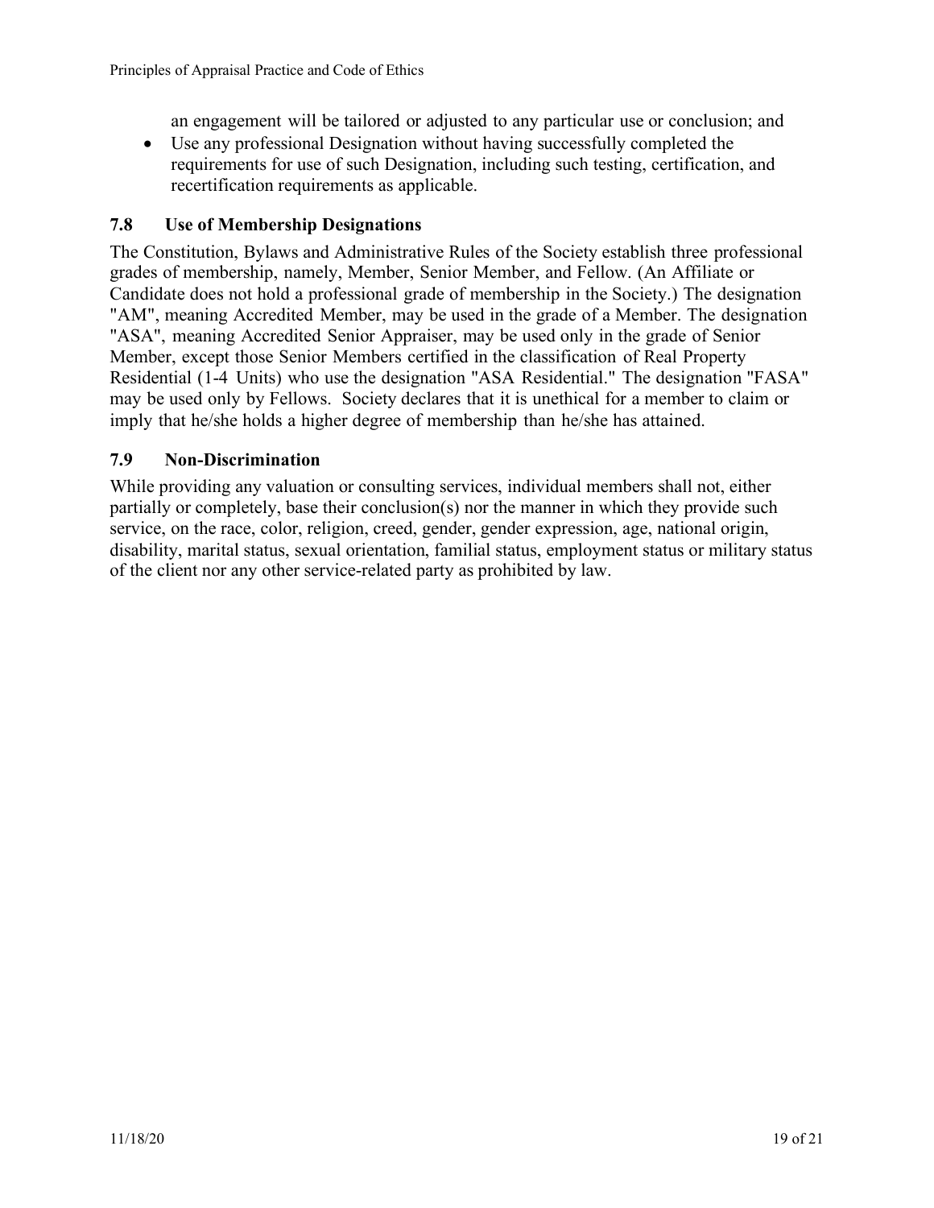an engagement will be tailored or adjusted to any particular use or conclusion; and

- Use any professional Designation without having successfully completed the requirements for use of such Designation, including such testing, certification, and recertification requirements as applicable.

### 7.8 Use of Membership Designations

The Constitution, Bylaws and Administrative Rules of the Society establish three professional grades of membership, namely, Member, Senior Member, and Fellow. (An Affiliate or Candidate does not hold a professional grade of membership in the Society.) The designation "AM", meaning Accredited Member, may be used in the grade of a Member. The designation "ASA", meaning Accredited Senior Appraiser, may be used only in the grade of Senior Member, except those Senior Members certified in the classification of Real Property Residential (1-4 Units) who use the designation "ASA Residential." The designation "FASA" may be used only by Fellows. Society declares that it is unethical for a member to claim or imply that he/she holds a higher degree of membership than he/she has attained.

### 7.9 Non-Discrimination

While providing any valuation or consulting services, individual members shall not, either partially or completely, base their conclusion(s) nor the manner in which they provide such service, on the race, color, religion, creed, gender, gender expression, age, national origin, disability, marital status, sexual orientation, familial status, employment status or military status of the client nor any other service-related party as prohibited by law.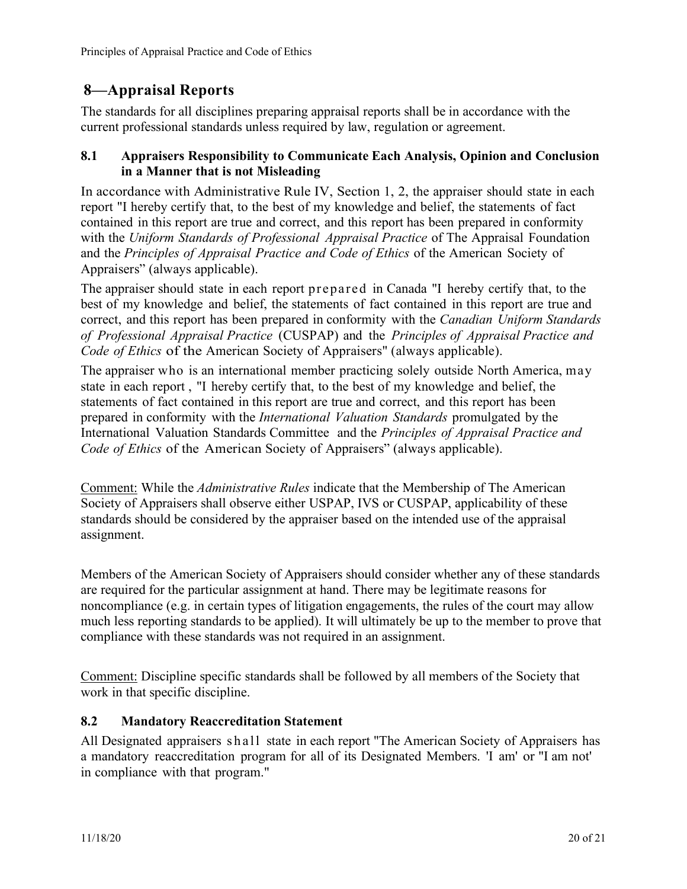## 8—Appraisal Reports

The standards for all disciplines preparing appraisal reports shall be in accordance with the current professional standards unless required by law, regulation or agreement.

### 8.1 Appraisers Responsibility to Communicate Each Analysis, Opinion and Conclusion in a Manner that is not Misleading

In accordance with Administrative Rule IV, Section 1, 2, the appraiser should state in each report "I hereby certify that, to the best of my knowledge and belief, the statements of fact contained in this report are true and correct, and this report has been prepared in conformity with the *Uniform Standards of Professional Appraisal Practice* of The Appraisal Foundation and the *Principles of Appraisal Practice and Code of Ethics* of the American Society of Appraisers" (always applicable).

The appraiser should state in each report prepared in Canada "I hereby certify that, to the best of my knowledge and belief, the statements of fact contained in this report are true and correct, and this report has been prepared in conformity with the *Canadian Uniform Standards of Professional Appraisal Practice* (CUSPAP) and the *Principles of Appraisal Practice and Code of Ethics* of the American Society of Appraisers" (always applicable).

The appraiser who is an international member practicing solely outside North America, may state in each report , "I hereby certify that, to the best of my knowledge and belief, the statements of fact contained in this report are true and correct, and this report has been prepared in conformity with the *International Valuation Standards* promulgated by the International Valuation Standards Committee and the *Principles of Appraisal Practice and Code of Ethics* of the American Society of Appraisers" (always applicable).

Comment: While the *Administrative Rules* indicate that the Membership of The American Society of Appraisers shall observe either USPAP, IVS or CUSPAP, applicability of these standards should be considered by the appraiser based on the intended use of the appraisal assignment.

Members of the American Society of Appraisers should consider whether any of these standards are required for the particular assignment at hand. There may be legitimate reasons for noncompliance (e.g. in certain types of litigation engagements, the rules of the court may allow much less reporting standards to be applied). It will ultimately be up to the member to prove that compliance with these standards was not required in an assignment.

Comment: Discipline specific standards shall be followed by all members of the Society that work in that specific discipline.

### 8.2 Mandatory Reaccreditation Statement

All Designated appraisers shall state in each report "The American Society of Appraisers has a mandatory reaccreditation program for all of its Designated Members. 'I am' or "I am not' in compliance with that program."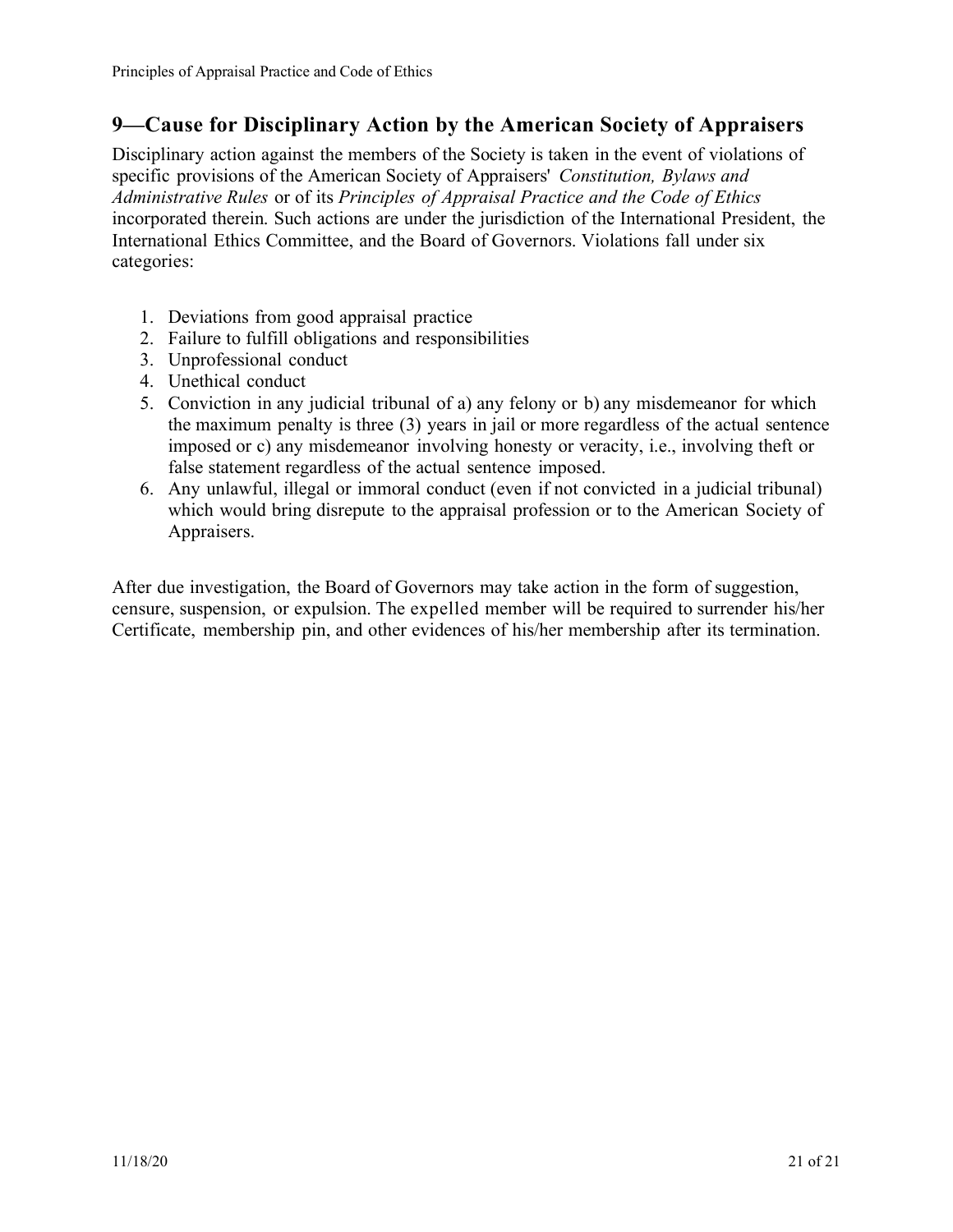## 9—Cause for Disciplinary Action by the American Society of Appraisers

Disciplinary action against the members of the Society is taken in the event of violations of specific provisions of the American Society of Appraisers' *Constitution, Bylaws and Administrative Rules* or of its *Principles of Appraisal Practice and the Code of Ethics* incorporated therein. Such actions are under the jurisdiction of the International President, the International Ethics Committee, and the Board of Governors. Violations fall under six categories:

1. Deviations from good appraisal practice
2. Failure to fulfill obligations and responsibilities
3. Unprofessional conduct
4. Unethical conduct
5. Conviction in any judicial tribunal of a) any felony or b) any misdemeanor for which the maximum penalty is three (3) years in jail or more regardless of the actual sentence imposed or c) any misdemeanor involving honesty or veracity, i.e., involving theft or false statement regardless of the actual sentence imposed.
6. Any unlawful, illegal or immoral conduct (even if not convicted in a judicial tribunal) which would bring disrepute to the appraisal profession or to the American Society of Appraisers.

After due investigation, the Board of Governors may take action in the form of suggestion, censure, suspension, or expulsion. The expelled member will be required to surrender his/her Certificate, membership pin, and other evidences of his/her membership after its termination.